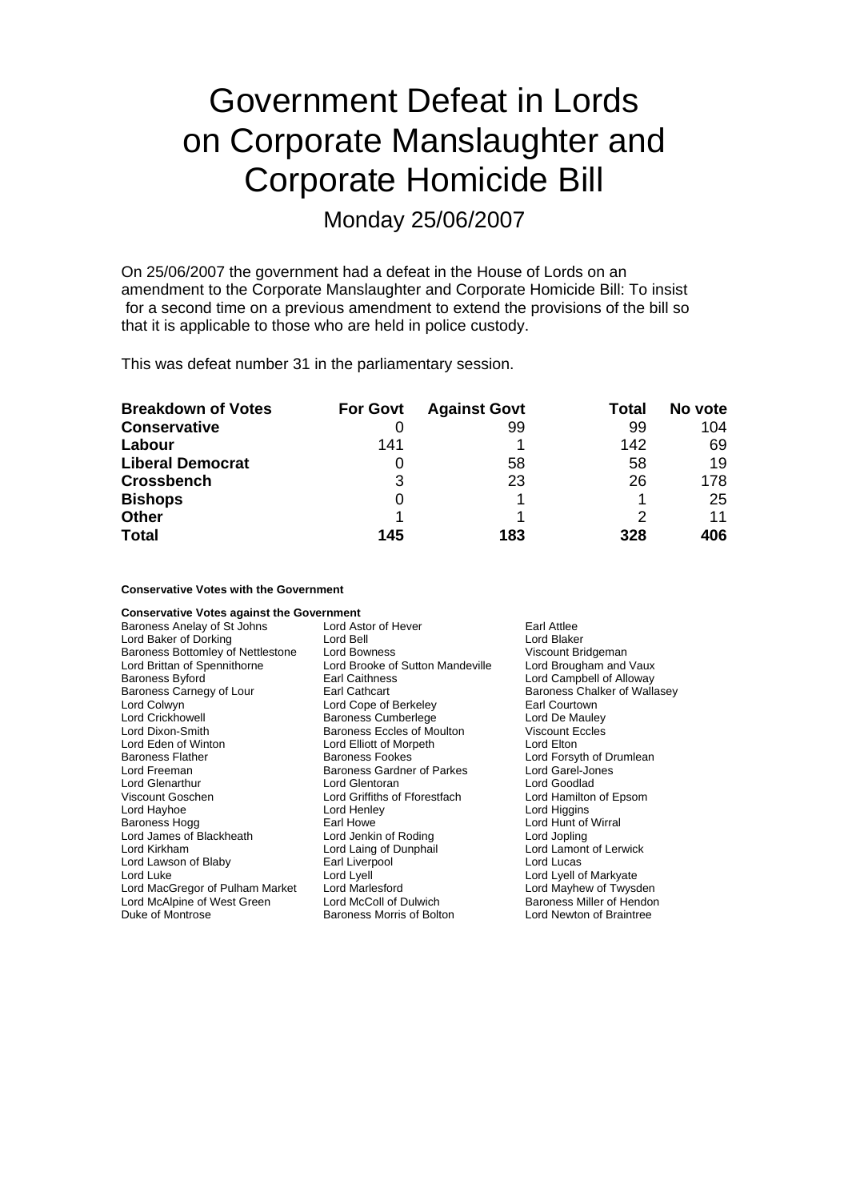# Government Defeat in Lords on Corporate Manslaughter and Corporate Homicide Bill

## Monday 25/06/2007

On 25/06/2007 the government had a defeat in the House of Lords on an amendment to the Corporate Manslaughter and Corporate Homicide Bill: To insist for a second time on a previous amendment to extend the provisions of the bill so that it is applicable to those who are held in police custody.

This was defeat number 31 in the parliamentary session.

| **Breakdown of Votes** | **For Govt** | **Against Govt** | **Total** | **No vote** |
|---|---|---|---|---|
| **Conservative** | 0 | 99 | 99 | 104 |
| **Labour** | 141 | 1 | 142 | 69 |
| **Liberal Democrat** | 0 | 58 | 58 | 19 |
| **Crossbench** | 3 | 23 | 26 | 178 |
| **Bishops** | 0 | 1 | 1 | 25 |
| **Other** | 1 | 1 | 2 | 11 |
| **Total** | **145** | **183** | **328** | **406** |

**Conservative Votes with the Government**

**Conservative Votes against the Government**

Baroness Anelay of St Johns
Lord Astor of Hever
Earl Attlee
Lord Baker of Dorking
Lord Bell
Lord Blaker
Baroness Bottomley of Nettlestone
Lord Bowness
Viscount Bridgeman
Lord Brittan of Spennithorne
Lord Brooke of Sutton Mandeville
Lord Brougham and Vaux
Baroness Byford
Earl Caithness
Lord Campbell of Alloway
Baroness Carnegy of Lour
Earl Cathcart
Baroness Chalker of Wallasey
Lord Colwyn
Lord Cope of Berkeley
Earl Courtown
Lord Crickhowell
Baroness Cumberlege
Lord De Mauley
Lord Dixon-Smith
Baroness Eccles of Moulton
Viscount Eccles
Lord Eden of Winton
Lord Elliott of Morpeth
Lord Elton
Baroness Flather
Baroness Fookes
Lord Forsyth of Drumlean
Lord Freeman
Baroness Gardner of Parkes
Lord Garel-Jones
Lord Glenarthur
Lord Glentoran
Lord Goodlad
Viscount Goschen
Lord Griffiths of Fforestfach
Lord Hamilton of Epsom
Lord Hayhoe
Lord Henley
Lord Higgins
Baroness Hogg
Earl Howe
Lord Hunt of Wirral
Lord James of Blackheath
Lord Jenkin of Roding
Lord Jopling
Lord Kirkham
Lord Laing of Dunphail
Lord Lamont of Lerwick
Lord Lawson of Blaby
Earl Liverpool
Lord Lucas
Lord Luke
Lord Lyell
Lord Lyell of Markyate
Lord MacGregor of Pulham Market
Lord Marlesford
Lord Mayhew of Twysden
Lord McAlpine of West Green
Lord McColl of Dulwich
Baroness Miller of Hendon
Duke of Montrose
Baroness Morris of Bolton
Lord Newton of Braintree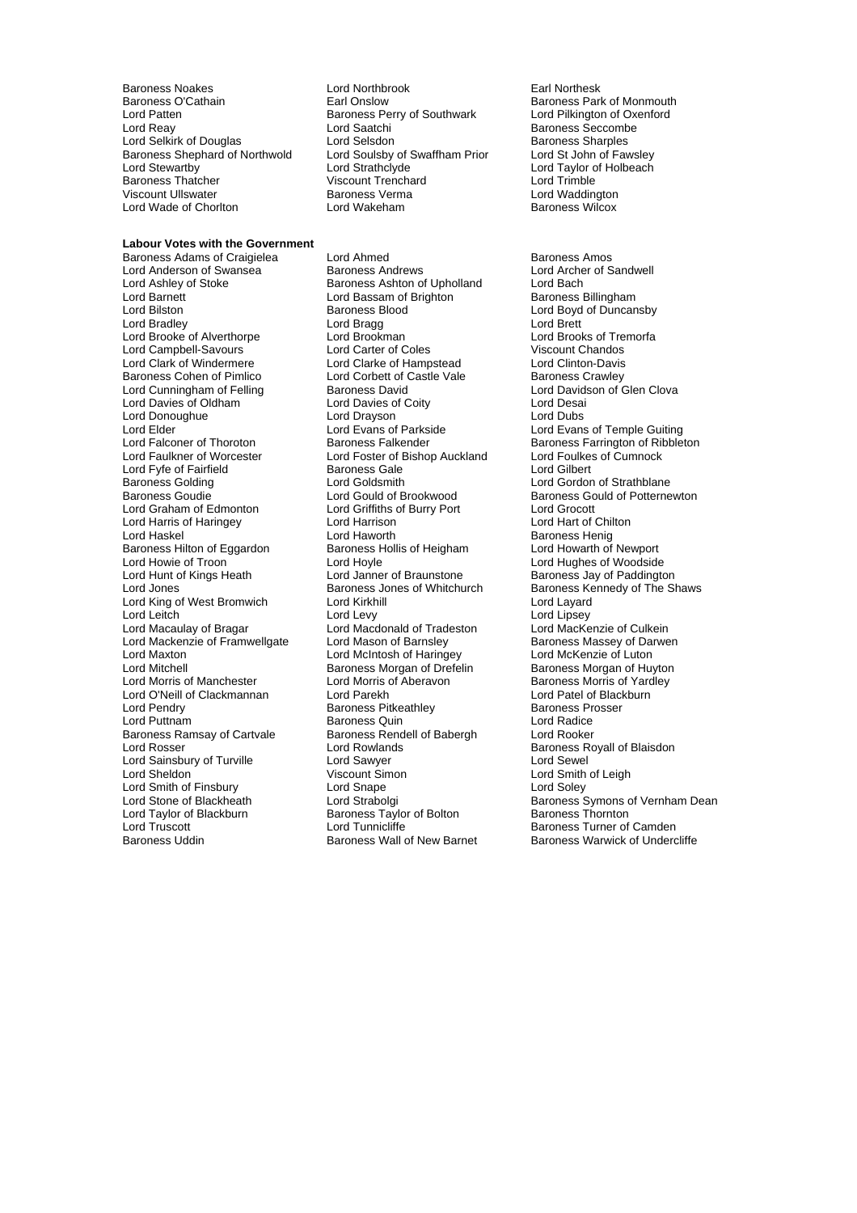Baroness Noakes
Lord Northbrook
Earl Northesk
Baroness O'Cathain
Earl Onslow
Baroness Park of Monmouth
Lord Patten
Baroness Perry of Southwark
Lord Pilkington of Oxenford
Lord Reay
Lord Saatchi
Baroness Seccombe
Lord Selkirk of Douglas
Lord Selsdon
Baroness Sharples
Baroness Shephard of Northwold
Lord Soulsby of Swaffham Prior
Lord St John of Fawsley
Lord Stewartby
Lord Strathclyde
Lord Taylor of Holbeach
Baroness Thatcher
Viscount Trenchard
Lord Trimble
Viscount Ullswater
Baroness Verma
Lord Waddington
Lord Wade of Chorlton
Lord Wakeham
Baroness Wilcox

**Labour Votes with the Government**

Baroness Adams of Craigielea
Lord Ahmed
Baroness Amos
Lord Anderson of Swansea
Baroness Andrews
Lord Archer of Sandwell
Lord Ashley of Stoke
Baroness Ashton of Upholland
Lord Bach
Lord Barnett
Lord Bassam of Brighton
Baroness Billingham
Lord Bilston
Baroness Blood
Lord Boyd of Duncansby
Lord Bradley
Lord Bragg
Lord Brett
Lord Brooke of Alverthorpe
Lord Brookman
Lord Brooks of Tremorfa
Lord Campbell-Savours
Lord Carter of Coles
Viscount Chandos
Lord Clark of Windermere
Lord Clarke of Hampstead
Lord Clinton-Davis
Baroness Cohen of Pimlico
Lord Corbett of Castle Vale
Baroness Crawley
Lord Cunningham of Felling
Baroness David
Lord Davidson of Glen Clova
Lord Davies of Oldham
Lord Davies of Coity
Lord Desai
Lord Donoughue
Lord Drayson
Lord Dubs
Lord Elder
Lord Evans of Parkside
Lord Evans of Temple Guiting
Lord Falconer of Thoroton
Baroness Falkender
Baroness Farrington of Ribbleton
Lord Faulkner of Worcester
Lord Foster of Bishop Auckland
Lord Foulkes of Cumnock
Lord Fyfe of Fairfield
Baroness Gale
Lord Gilbert
Baroness Golding
Lord Goldsmith
Lord Gordon of Strathblane
Baroness Goudie
Lord Gould of Brookwood
Baroness Gould of Potternewton
Lord Graham of Edmonton
Lord Griffiths of Burry Port
Lord Grocott
Lord Harris of Haringey
Lord Harrison
Lord Hart of Chilton
Lord Haskel
Lord Haworth
Baroness Henig
Baroness Hilton of Eggardon
Baroness Hollis of Heigham
Lord Howarth of Newport
Lord Howie of Troon
Lord Hoyle
Lord Hughes of Woodside
Lord Hunt of Kings Heath
Lord Janner of Braunstone
Baroness Jay of Paddington
Lord Jones
Baroness Jones of Whitchurch
Baroness Kennedy of The Shaws
Lord King of West Bromwich
Lord Kirkhill
Lord Layard
Lord Leitch
Lord Levy
Lord Lipsey
Lord Macaulay of Bragar
Lord Macdonald of Tradeston
Lord MacKenzie of Culkein
Lord Mackenzie of Framwellgate
Lord Mason of Barnsley
Baroness Massey of Darwen
Lord Maxton
Lord McIntosh of Haringey
Lord McKenzie of Luton
Lord Mitchell
Baroness Morgan of Drefelin
Baroness Morgan of Huyton
Lord Morris of Manchester
Lord Morris of Aberavon
Baroness Morris of Yardley
Lord O'Neill of Clackmannan
Lord Parekh
Lord Patel of Blackburn
Lord Pendry
Baroness Pitkeathley
Baroness Prosser
Lord Puttnam
Baroness Quin
Lord Radice
Baroness Ramsay of Cartvale
Baroness Rendell of Babergh
Lord Rooker
Lord Rosser
Lord Rowlands
Baroness Royall of Blaisdon
Lord Sainsbury of Turville
Lord Sawyer
Lord Sewel
Lord Sheldon
Viscount Simon
Lord Smith of Leigh
Lord Smith of Finsbury
Lord Snape
Lord Soley
Lord Stone of Blackheath
Lord Strabolgi
Baroness Symons of Vernham Dean
Lord Taylor of Blackburn
Baroness Taylor of Bolton
Baroness Thornton
Lord Truscott
Lord Tunnicliffe
Baroness Turner of Camden
Baroness Uddin
Baroness Wall of New Barnet
Baroness Warwick of Undercliffe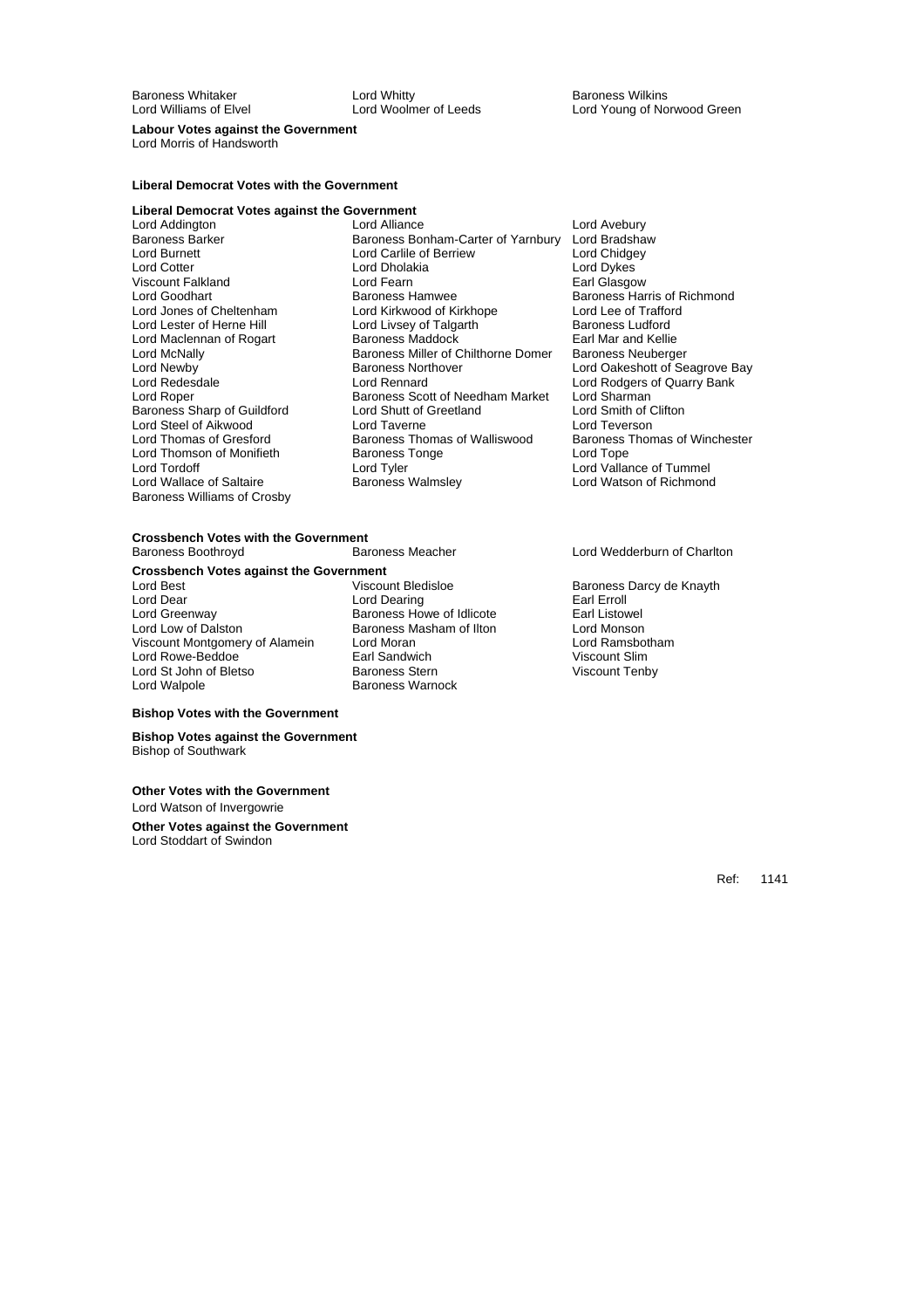Baroness Whitaker
Lord Whitty
Baroness Wilkins
Lord Williams of Elvel
Lord Woolmer of Leeds
Lord Young of Norwood Green

**Labour Votes against the Government**

Lord Morris of Handsworth

**Liberal Democrat Votes with the Government**

**Liberal Democrat Votes against the Government**

Lord Addington
Lord Alliance
Lord Avebury
Baroness Barker
Baroness Bonham-Carter of Yarnbury
Lord Bradshaw
Lord Burnett
Lord Carlile of Berriew
Lord Chidgey
Lord Cotter
Lord Dholakia
Lord Dykes
Viscount Falkland
Lord Fearn
Earl Glasgow
Lord Goodhart
Baroness Hamwee
Baroness Harris of Richmond
Lord Jones of Cheltenham
Lord Kirkwood of Kirkhope
Lord Lee of Trafford
Lord Lester of Herne Hill
Lord Livsey of Talgarth
Baroness Ludford
Lord Maclennan of Rogart
Baroness Maddock
Earl Mar and Kellie
Lord McNally
Baroness Miller of Chilthorne Domer
Baroness Neuberger
Lord Newby
Baroness Northover
Lord Oakeshott of Seagrove Bay
Lord Redesdale
Lord Rennard
Lord Rodgers of Quarry Bank
Lord Roper
Baroness Scott of Needham Market
Lord Sharman
Baroness Sharp of Guildford
Lord Shutt of Greetland
Lord Smith of Clifton
Lord Steel of Aikwood
Lord Taverne
Lord Teverson
Lord Thomas of Gresford
Baroness Thomas of Walliswood
Baroness Thomas of Winchester
Lord Thomson of Monifieth
Baroness Tonge
Lord Tope
Lord Tordoff
Lord Tyler
Lord Vallance of Tummel
Lord Wallace of Saltaire
Baroness Walmsley
Lord Watson of Richmond
Baroness Williams of Crosby

**Crossbench Votes with the Government**

Baroness Boothroyd
Baroness Meacher
Lord Wedderburn of Charlton

**Crossbench Votes against the Government**

Lord Best
Viscount Bledisloe
Baroness Darcy de Knayth
Lord Dear
Lord Dearing
Earl Erroll
Lord Greenway
Baroness Howe of Idlicote
Earl Listowel
Lord Low of Dalston
Baroness Masham of Ilton
Lord Monson
Viscount Montgomery of Alamein
Lord Moran
Lord Ramsbotham
Lord Rowe-Beddoe
Earl Sandwich
Viscount Slim
Lord St John of Bletso
Baroness Stern
Viscount Tenby
Lord Walpole
Baroness Warnock

**Bishop Votes with the Government**

**Bishop Votes against the Government**

Bishop of Southwark

**Other Votes with the Government**

Lord Watson of Invergowrie

**Other Votes against the Government**

Lord Stoddart of Swindon

Ref: 1141